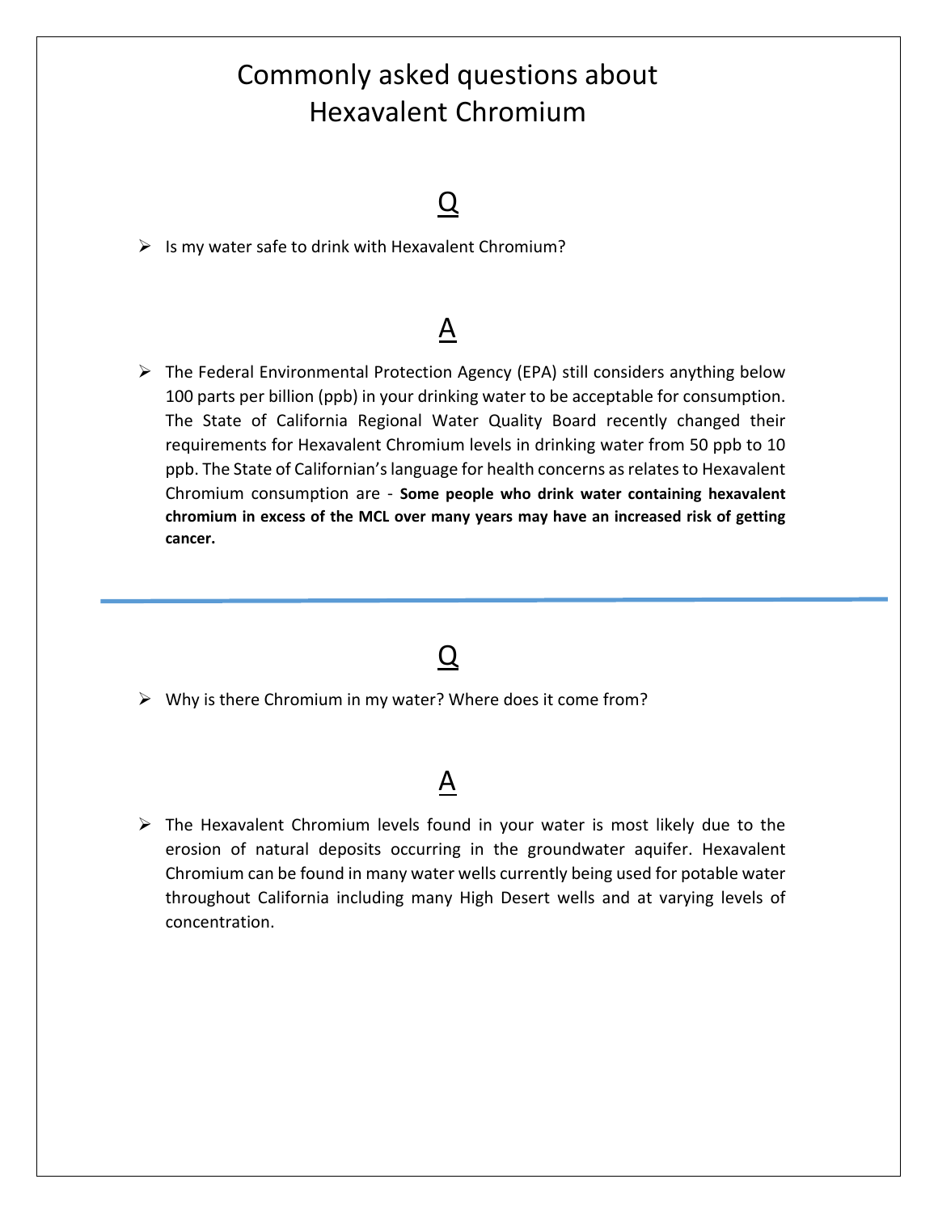# Commonly asked questions about Hexavalent Chromium

## Q

- Is my water safe to drink with Hexavalent Chromium?

## A

- The Federal Environmental Protection Agency (EPA) still considers anything below 100 parts per billion (ppb) in your drinking water to be acceptable for consumption. The State of California Regional Water Quality Board recently changed their requirements for Hexavalent Chromium levels in drinking water from 50 ppb to 10 ppb. The State of Californian's language for health concerns as relates to Hexavalent Chromium consumption are - **Some people who drink water containing hexavalent chromium in excess of the MCL over many years may have an increased risk of getting cancer.**

---

## Q

- Why is there Chromium in my water? Where does it come from?

## A

- The Hexavalent Chromium levels found in your water is most likely due to the erosion of natural deposits occurring in the groundwater aquifer. Hexavalent Chromium can be found in many water wells currently being used for potable water throughout California including many High Desert wells and at varying levels of concentration.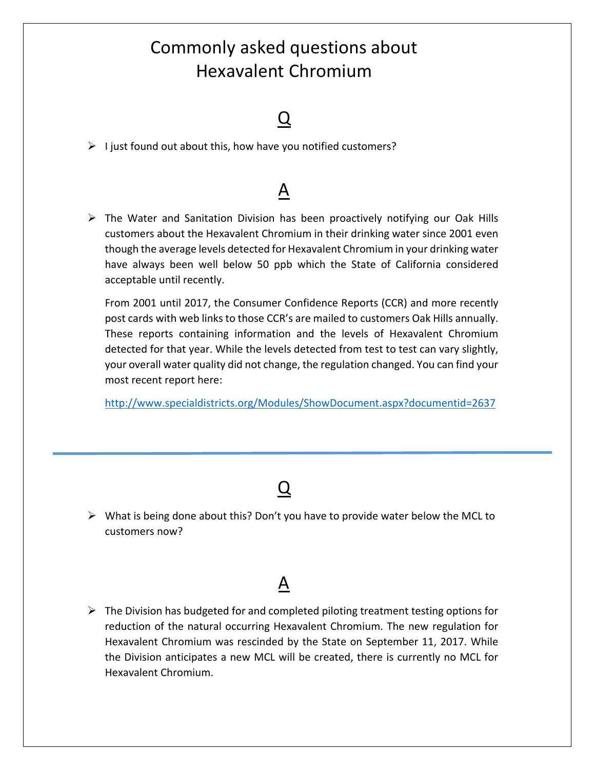# Commonly asked questions about Hexavalent Chromium

## Q

- I just found out about this, how have you notified customers?

## A

- The Water and Sanitation Division has been proactively notifying our Oak Hills customers about the Hexavalent Chromium in their drinking water since 2001 even though the average levels detected for Hexavalent Chromium in your drinking water have always been well below 50 ppb which the State of California considered acceptable until recently.

  From 2001 until 2017, the Consumer Confidence Reports (CCR) and more recently post cards with web links to those CCR's are mailed to customers Oak Hills annually. These reports containing information and the levels of Hexavalent Chromium detected for that year. While the levels detected from test to test can vary slightly, your overall water quality did not change, the regulation changed. You can find your most recent report here:

  http://www.specialdistricts.org/Modules/ShowDocument.aspx?documentid=2637

---

## Q

- What is being done about this? Don't you have to provide water below the MCL to customers now?

## A

- The Division has budgeted for and completed piloting treatment testing options for reduction of the natural occurring Hexavalent Chromium. The new regulation for Hexavalent Chromium was rescinded by the State on September 11, 2017. While the Division anticipates a new MCL will be created, there is currently no MCL for Hexavalent Chromium.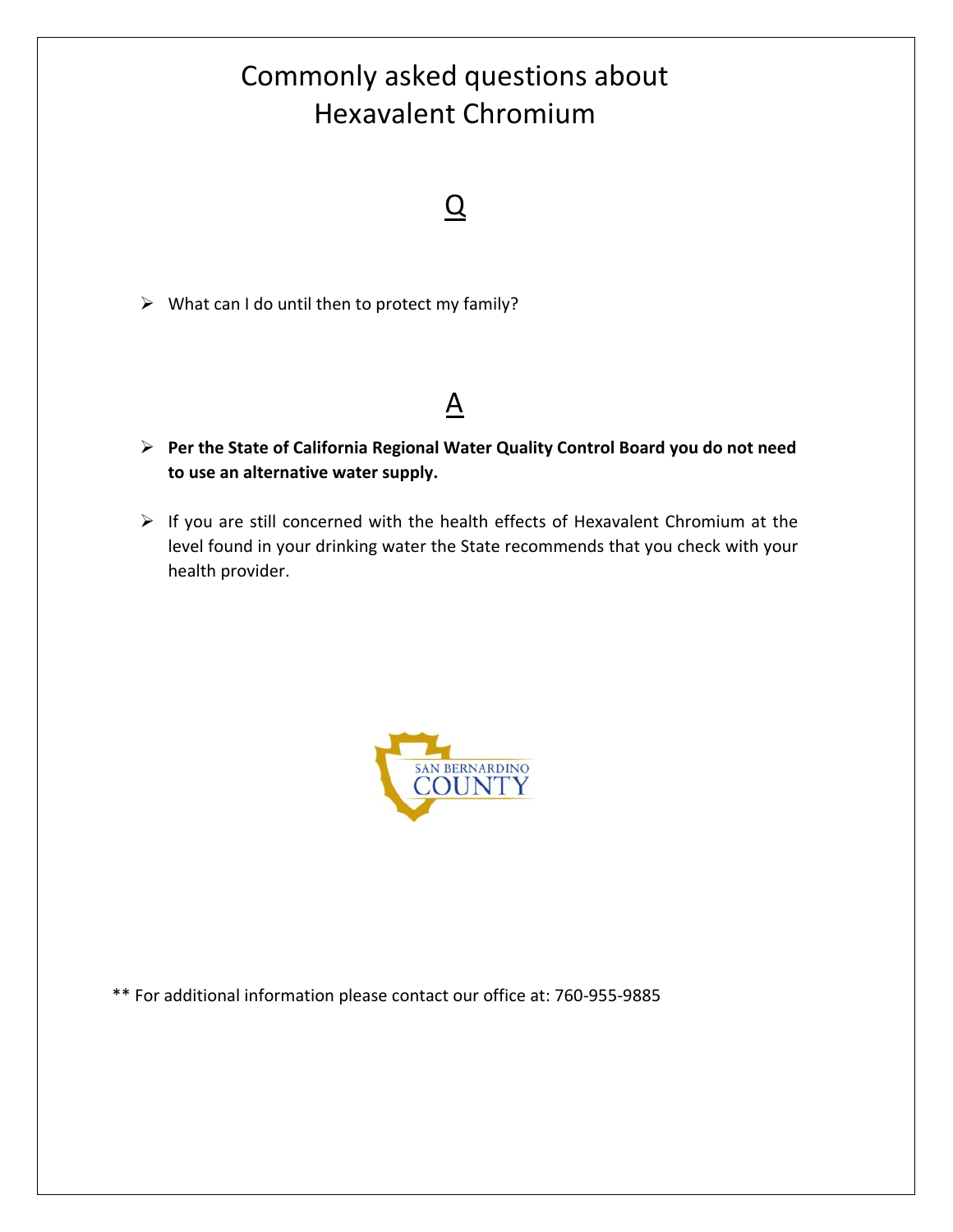# Commonly asked questions about Hexavalent Chromium

## Q

- What can I do until then to protect my family?

## A

- **Per the State of California Regional Water Quality Control Board you do not need to use an alternative water supply.**
- If you are still concerned with the health effects of Hexavalent Chromium at the level found in your drinking water the State recommends that you check with your health provider.

SAN BERNARDINO COUNTY

** For additional information please contact our office at: 760-955-9885